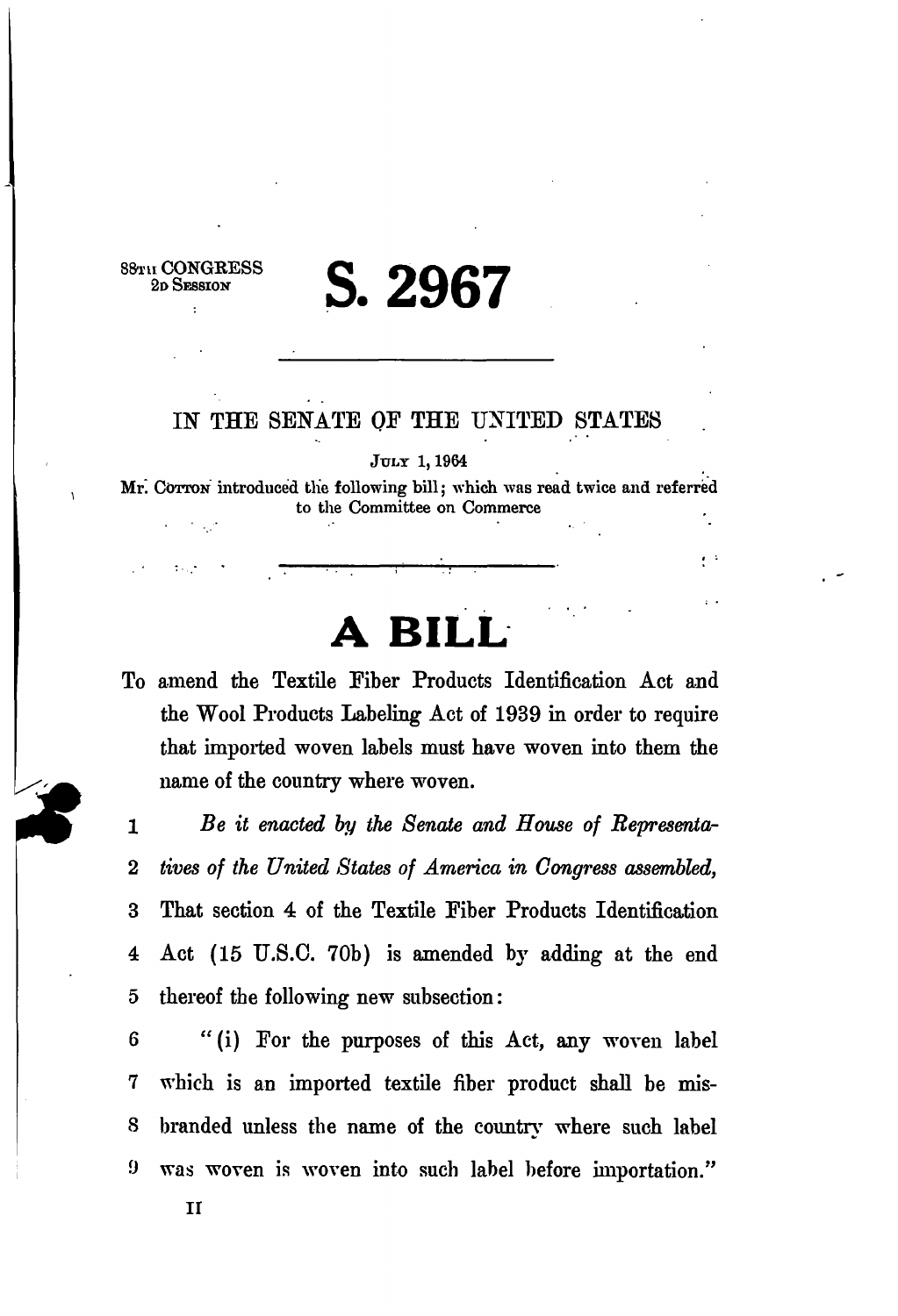88TH CONGRESS
2D SESSION

# S. 2967

IN THE SENATE OF THE UNITED STATES

JULY 1, 1964

Mr. COTTON introduced the following bill; which was read twice and referred to the Committee on Commerce

# A BILL

To amend the Textile Fiber Products Identification Act and the Wool Products Labeling Act of 1939 in order to require that imported woven labels must have woven into them the name of the country where woven.

1 *Be it enacted by the Senate and House of Representa-*
2 *tives of the United States of America in Congress assembled,*
3 That section 4 of the Textile Fiber Products Identification
4 Act (15 U.S.C. 70b) is amended by adding at the end
5 thereof the following new subsection:
6 "(i) For the purposes of this Act, any woven label
7 which is an imported textile fiber product shall be mis-
8 branded unless the name of the country where such label
9 was woven is woven into such label before importation."

II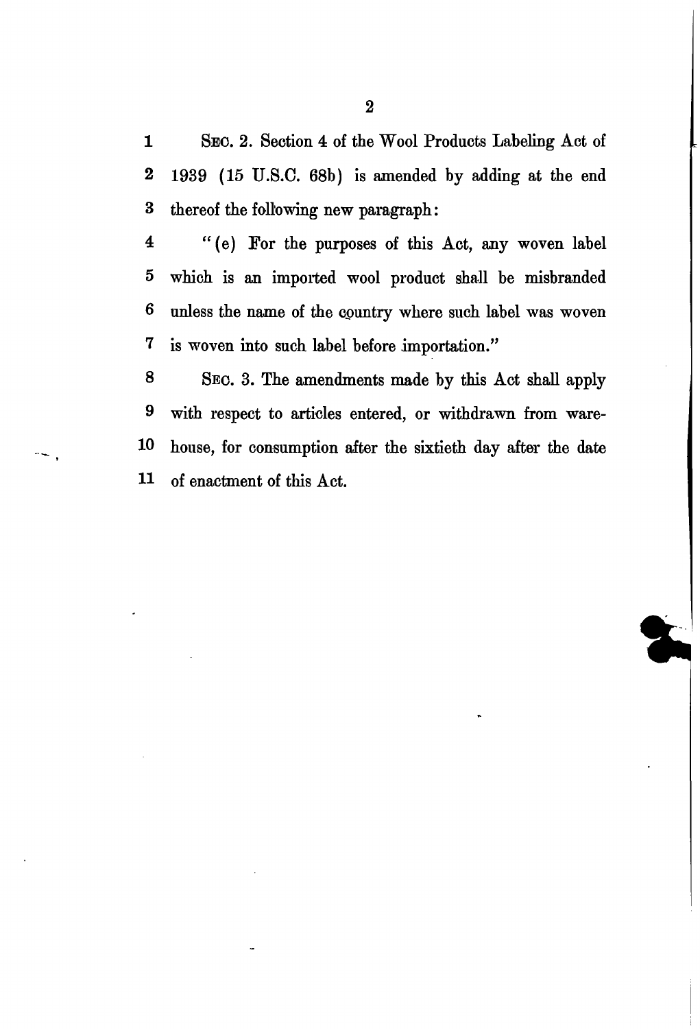SEC. 2. Section 4 of the Wool Products Labeling Act of 1939 (15 U.S.C. 68b) is amended by adding at the end thereof the following new paragraph:

"(e) For the purposes of this Act, any woven label which is an imported wool product shall be misbranded unless the name of the country where such label was woven is woven into such label before importation."

SEC. 3. The amendments made by this Act shall apply with respect to articles entered, or withdrawn from warehouse, for consumption after the sixtieth day after the date of enactment of this Act.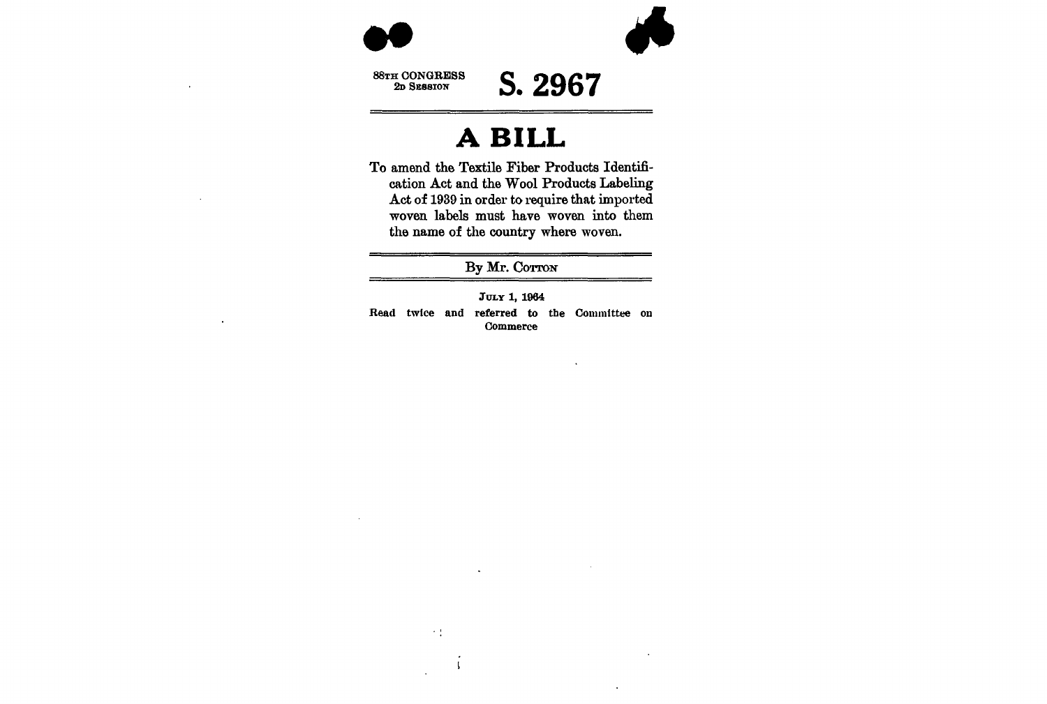88TH CONGRESS
2D SESSION

# S. 2967

# A BILL

To amend the Textile Fiber Products Identification Act and the Wool Products Labeling Act of 1939 in order to require that imported woven labels must have woven into them the name of the country where woven.

By Mr. COTTON

JULY 1, 1964

Read twice and referred to the Committee on Commerce